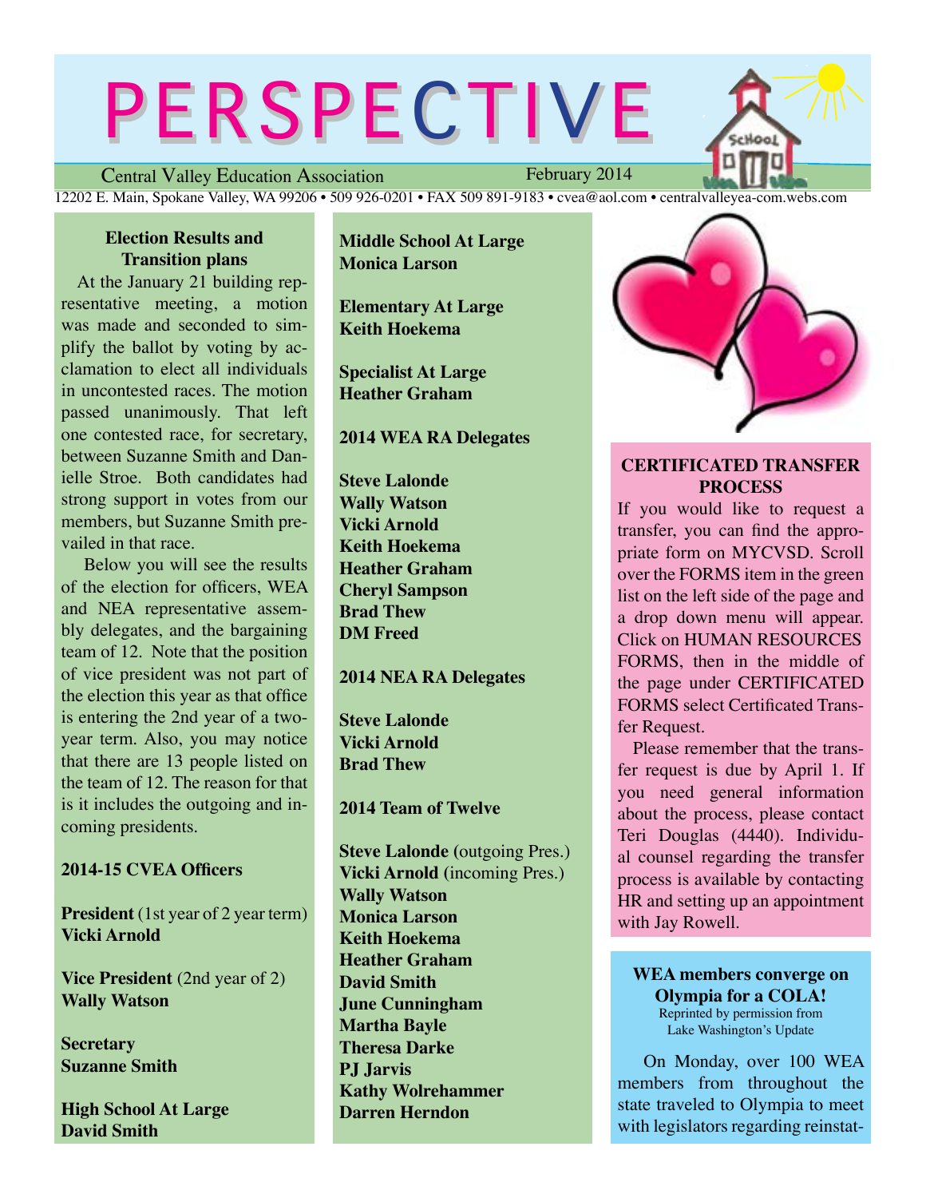# PERSPECTIVE

Central Valley Education Association — February 2014

12202 E. Main, Spokane Valley, WA 99206 • 509 926-0201 • FAX 509 891-9183 • cvea@aol.com • centralvalleyea-com.webs.com

## Election Results and Transition plans

At the January 21 building representative meeting, a motion was made and seconded to simplify the ballot by voting by acclamation to elect all individuals in uncontested races. The motion passed unanimously. That left one contested race, for secretary, between Suzanne Smith and Danielle Stroe. Both candidates had strong support in votes from our members, but Suzanne Smith prevailed in that race.

Below you will see the results of the election for officers, WEA and NEA representative assembly delegates, and the bargaining team of 12. Note that the position of vice president was not part of the election this year as that office is entering the 2nd year of a two-year term. Also, you may notice that there are 13 people listed on the team of 12. The reason for that is it includes the outgoing and incoming presidents.

**2014-15 CVEA Officers**

**President** (1st year of 2 year term)
**Vicki Arnold**

**Vice President** (2nd year of 2)
**Wally Watson**

**Secretary**
**Suzanne Smith**

**High School At Large**
**David Smith**

**Middle School At Large**
**Monica Larson**

**Elementary At Large**
**Keith Hoekema**

**Specialist At Large**
**Heather Graham**

**2014 WEA RA Delegates**

**Steve Lalonde**
**Wally Watson**
**Vicki Arnold**
**Keith Hoekema**
**Heather Graham**
**Cheryl Sampson**
**Brad Thew**
**DM Freed**

**2014 NEA RA Delegates**

**Steve Lalonde**
**Vicki Arnold**
**Brad Thew**

**2014 Team of Twelve**

**Steve Lalonde** (outgoing Pres.)
**Vicki Arnold** (incoming Pres.)
**Wally Watson**
**Monica Larson**
**Keith Hoekema**
**Heather Graham**
**David Smith**
**June Cunningham**
**Martha Bayle**
**Theresa Darke**
**PJ Jarvis**
**Kathy Wolrehammer**
**Darren Herndon**

## CERTIFICATED TRANSFER PROCESS

If you would like to request a transfer, you can find the appropriate form on MYCVSD. Scroll over the FORMS item in the green list on the left side of the page and a drop down menu will appear. Click on HUMAN RESOURCES FORMS, then in the middle of the page under CERTIFICATED FORMS select Certificated Transfer Request.

Please remember that the transfer request is due by April 1. If you need general information about the process, please contact Teri Douglas (4440). Individual counsel regarding the transfer process is available by contacting HR and setting up an appointment with Jay Rowell.

## WEA members converge on Olympia for a COLA!

Reprinted by permission from Lake Washington's Update

On Monday, over 100 WEA members from throughout the state traveled to Olympia to meet with legislators regarding reinstat-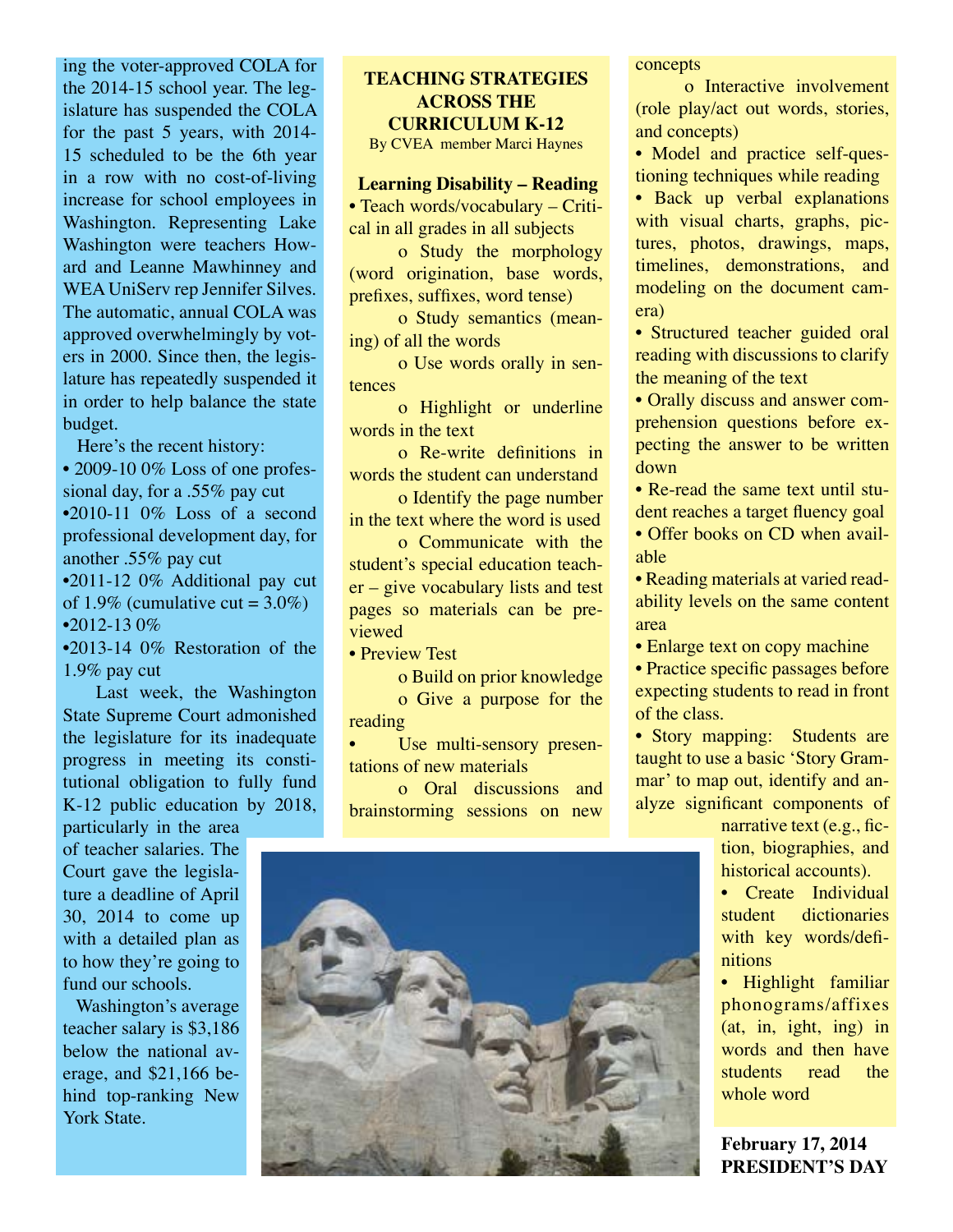ing the voter-approved COLA for the 2014-15 school year. The legislature has suspended the COLA for the past 5 years, with 2014-15 scheduled to be the 6th year in a row with no cost-of-living increase for school employees in Washington. Representing Lake Washington were teachers Howard and Leanne Mawhinney and WEA UniServ rep Jennifer Silves. The automatic, annual COLA was approved overwhelmingly by voters in 2000. Since then, the legislature has repeatedly suspended it in order to help balance the state budget.

Here's the recent history:

- 2009-10 0% Loss of one professional day, for a .55% pay cut
- 2010-11 0% Loss of a second professional development day, for another .55% pay cut
- 2011-12 0% Additional pay cut of 1.9% (cumulative cut = 3.0%)
- 2012-13 0%
- 2013-14 0% Restoration of the 1.9% pay cut

Last week, the Washington State Supreme Court admonished the legislature for its inadequate progress in meeting its constitutional obligation to fully fund K-12 public education by 2018, particularly in the area of teacher salaries. The Court gave the legislature a deadline of April 30, 2014 to come up with a detailed plan as to how they're going to fund our schools.

Washington's average teacher salary is $3,186 below the national average, and $21,166 behind top-ranking New York State.

## TEACHING STRATEGIES ACROSS THE CURRICULUM K-12

By CVEA member Marci Haynes

### Learning Disability – Reading

- Teach words/vocabulary – Critical in all grades in all subjects
  - o Study the morphology (word origination, base words, prefixes, suffixes, word tense)
  - o Study semantics (meaning) of all the words
  - o Use words orally in sentences
  - o Highlight or underline words in the text
  - o Re-write definitions in words the student can understand
  - o Identify the page number in the text where the word is used
  - o Communicate with the student's special education teacher – give vocabulary lists and test pages so materials can be previewed
- Preview Test
  - o Build on prior knowledge
  - o Give a purpose for the reading
- Use multi-sensory presentations of new materials
  - o Oral discussions and brainstorming sessions on new concepts
  - o Interactive involvement (role play/act out words, stories, and concepts)
- Model and practice self-questioning techniques while reading
- Back up verbal explanations with visual charts, graphs, pictures, photos, drawings, maps, timelines, demonstrations, and modeling on the document camera)
- Structured teacher guided oral reading with discussions to clarify the meaning of the text
- Orally discuss and answer comprehension questions before expecting the answer to be written down
- Re-read the same text until student reaches a target fluency goal
- Offer books on CD when available
- Reading materials at varied readability levels on the same content area
- Enlarge text on copy machine
- Practice specific passages before expecting students to read in front of the class.
- Story mapping: Students are taught to use a basic 'Story Grammar' to map out, identify and analyze significant components of narrative text (e.g., fiction, biographies, and historical accounts).
- Create Individual student dictionaries with key words/definitions
- Highlight familiar phonograms/affixes (at, in, ight, ing) in words and then have students read the whole word

**February 17, 2014**
**PRESIDENT'S DAY**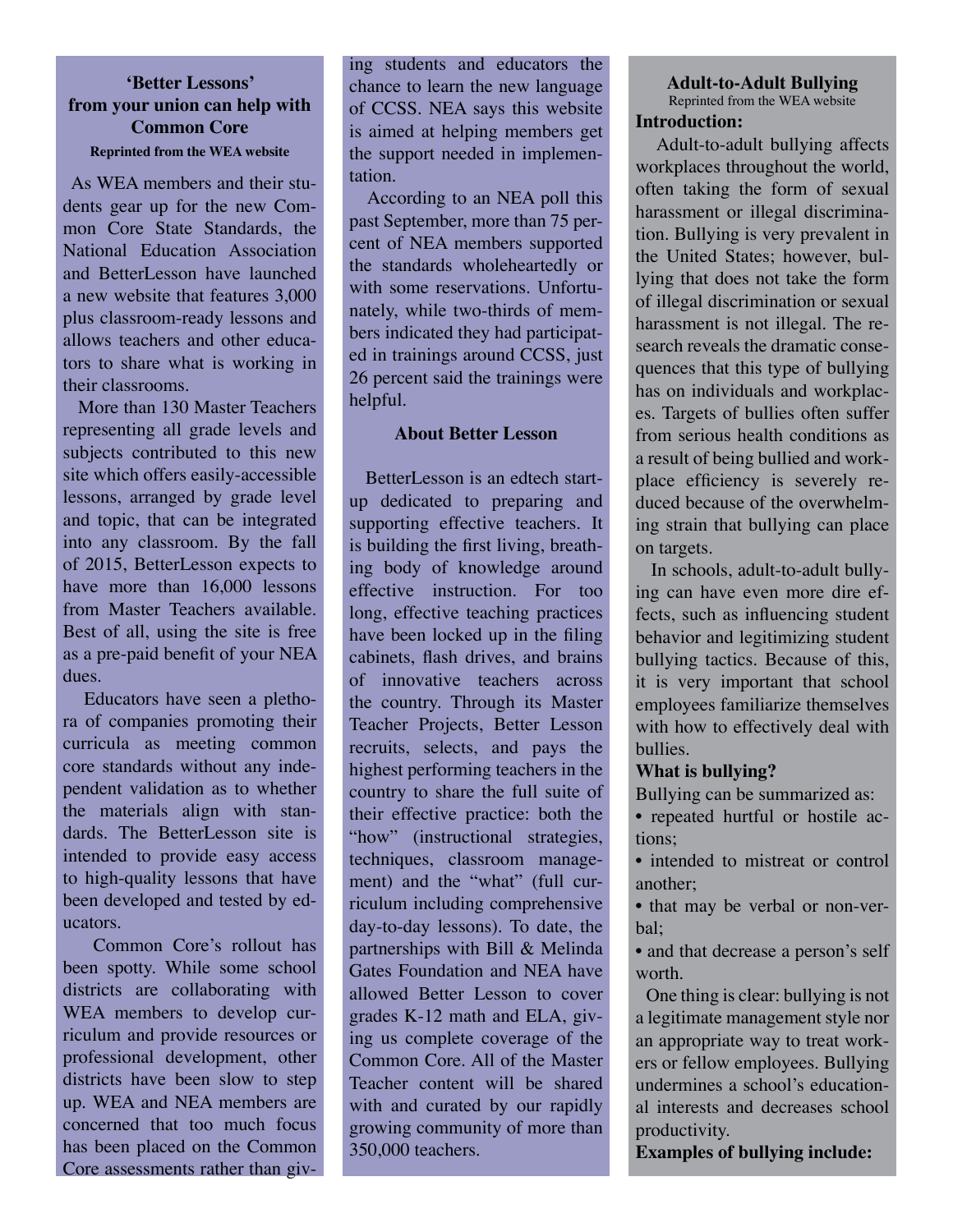## 'Better Lessons' from your union can help with Common Core

**Reprinted from the WEA website**

As WEA members and their students gear up for the new Common Core State Standards, the National Education Association and BetterLesson have launched a new website that features 3,000 plus classroom-ready lessons and allows teachers and other educators to share what is working in their classrooms.

More than 130 Master Teachers representing all grade levels and subjects contributed to this new site which offers easily-accessible lessons, arranged by grade level and topic, that can be integrated into any classroom. By the fall of 2015, BetterLesson expects to have more than 16,000 lessons from Master Teachers available. Best of all, using the site is free as a pre-paid benefit of your NEA dues.

Educators have seen a plethora of companies promoting their curricula as meeting common core standards without any independent validation as to whether the materials align with standards. The BetterLesson site is intended to provide easy access to high-quality lessons that have been developed and tested by educators.

Common Core's rollout has been spotty. While some school districts are collaborating with WEA members to develop curriculum and provide resources or professional development, other districts have been slow to step up. WEA and NEA members are concerned that too much focus has been placed on the Common Core assessments rather than giving students and educators the chance to learn the new language of CCSS. NEA says this website is aimed at helping members get the support needed in implementation.

According to an NEA poll this past September, more than 75 percent of NEA members supported the standards wholeheartedly or with some reservations. Unfortunately, while two-thirds of members indicated they had participated in trainings around CCSS, just 26 percent said the trainings were helpful.

### About Better Lesson

BetterLesson is an edtech startup dedicated to preparing and supporting effective teachers. It is building the first living, breathing body of knowledge around effective instruction. For too long, effective teaching practices have been locked up in the filing cabinets, flash drives, and brains of innovative teachers across the country. Through its Master Teacher Projects, Better Lesson recruits, selects, and pays the highest performing teachers in the country to share the full suite of their effective practice: both the "how" (instructional strategies, techniques, classroom management) and the "what" (full curriculum including comprehensive day-to-day lessons). To date, the partnerships with Bill & Melinda Gates Foundation and NEA have allowed Better Lesson to cover grades K-12 math and ELA, giving us complete coverage of the Common Core. All of the Master Teacher content will be shared with and curated by our rapidly growing community of more than 350,000 teachers.

## Adult-to-Adult Bullying

Reprinted from the WEA website

**Introduction:**

Adult-to-adult bullying affects workplaces throughout the world, often taking the form of sexual harassment or illegal discrimination. Bullying is very prevalent in the United States; however, bullying that does not take the form of illegal discrimination or sexual harassment is not illegal. The research reveals the dramatic consequences that this type of bullying has on individuals and workplaces. Targets of bullies often suffer from serious health conditions as a result of being bullied and workplace efficiency is severely reduced because of the overwhelming strain that bullying can place on targets.

In schools, adult-to-adult bullying can have even more dire effects, such as influencing student behavior and legitimizing student bullying tactics. Because of this, it is very important that school employees familiarize themselves with how to effectively deal with bullies.

**What is bullying?**

Bullying can be summarized as:

- repeated hurtful or hostile actions;
- intended to mistreat or control another;
- that may be verbal or non-verbal;
- and that decrease a person's self worth.

One thing is clear: bullying is not a legitimate management style nor an appropriate way to treat workers or fellow employees. Bullying undermines a school's educational interests and decreases school productivity.

**Examples of bullying include:**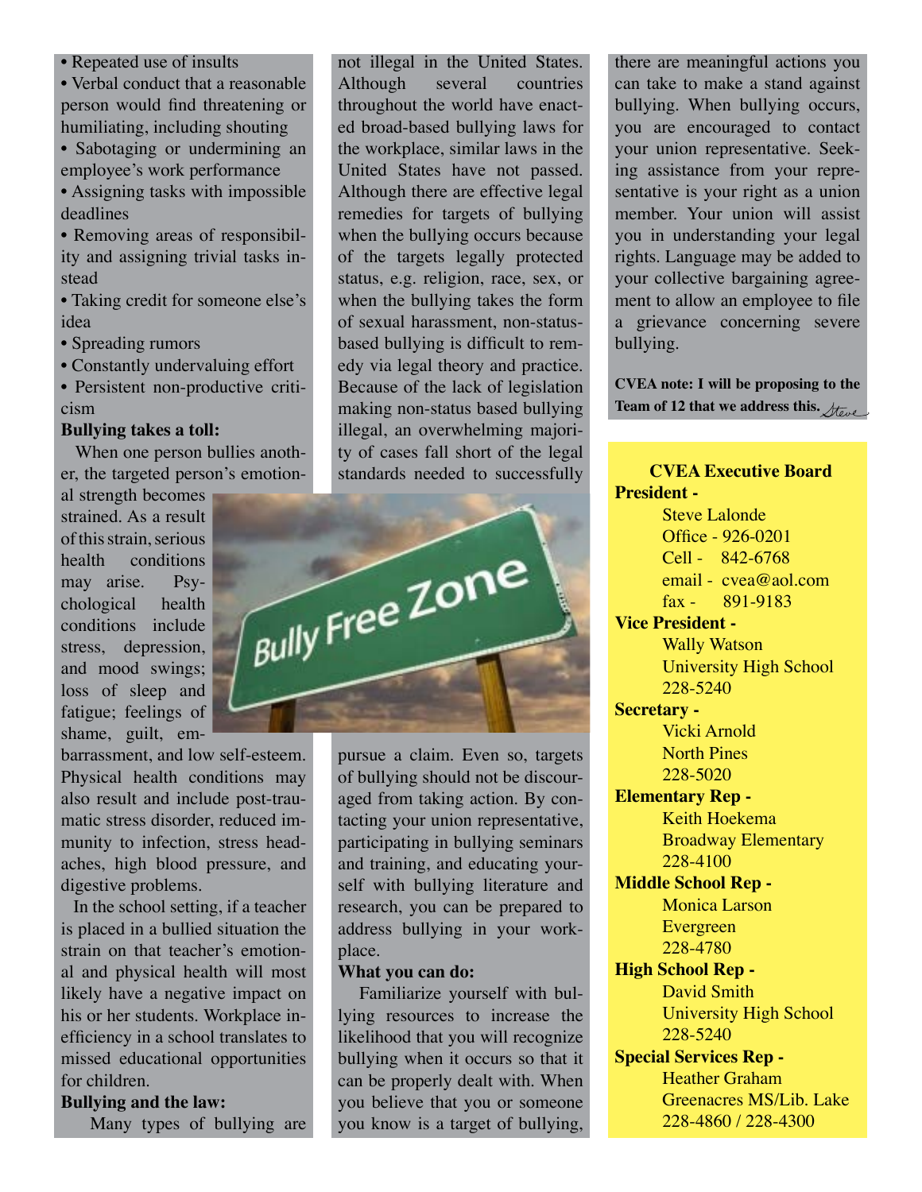- Repeated use of insults
- Verbal conduct that a reasonable person would find threatening or humiliating, including shouting
- Sabotaging or undermining an employee's work performance
- Assigning tasks with impossible deadlines
- Removing areas of responsibility and assigning trivial tasks instead
- Taking credit for someone else's idea
- Spreading rumors
- Constantly undervaluing effort
- Persistent non-productive criticism

**Bullying takes a toll:**

When one person bullies another, the targeted person's emotional strength becomes strained. As a result of this strain, serious health conditions may arise. Psychological health conditions include stress, depression, and mood swings; loss of sleep and fatigue; feelings of shame, guilt, embarrassment, and low self-esteem. Physical health conditions may also result and include post-traumatic stress disorder, reduced immunity to infection, stress headaches, high blood pressure, and digestive problems.

In the school setting, if a teacher is placed in a bullied situation the strain on that teacher's emotional and physical health will most likely have a negative impact on his or her students. Workplace inefficiency in a school translates to missed educational opportunities for children.

**Bullying and the law:**

Many types of bullying are not illegal in the United States. Although several countries throughout the world have enacted broad-based bullying laws for the workplace, similar laws in the United States have not passed. Although there are effective legal remedies for targets of bullying when the bullying occurs because of the targets legally protected status, e.g. religion, race, sex, or when the bullying takes the form of sexual harassment, non-status-based bullying is difficult to remedy via legal theory and practice. Because of the lack of legislation making non-status based bullying illegal, an overwhelming majority of cases fall short of the legal standards needed to successfully pursue a claim. Even so, targets of bullying should not be discouraged from taking action. By contacting your union representative, participating in bullying seminars and training, and educating yourself with bullying literature and research, you can be prepared to address bullying in your workplace.

**What you can do:**

Familiarize yourself with bullying resources to increase the likelihood that you will recognize bullying when it occurs so that it can be properly dealt with. When you believe that you or someone you know is a target of bullying, there are meaningful actions you can take to make a stand against bullying. When bullying occurs, you are encouraged to contact your union representative. Seeking assistance from your representative is your right as a union member. Your union will assist you in understanding your legal rights. Language may be added to your collective bargaining agreement to allow an employee to file a grievance concerning severe bullying.

**CVEA note: I will be proposing to the Team of 12 that we address this.** *Steve*

**CVEA Executive Board**

**President -**
Steve Lalonde
Office - 926-0201
Cell - 842-6768
email - cvea@aol.com
fax - 891-9183

**Vice President -**
Wally Watson
University High School
228-5240

**Secretary -**
Vicki Arnold
North Pines
228-5020

**Elementary Rep -**
Keith Hoekema
Broadway Elementary
228-4100

**Middle School Rep -**
Monica Larson
Evergreen
228-4780

**High School Rep -**
David Smith
University High School
228-5240

**Special Services Rep -**
Heather Graham
Greenacres MS/Lib. Lake
228-4860 / 228-4300